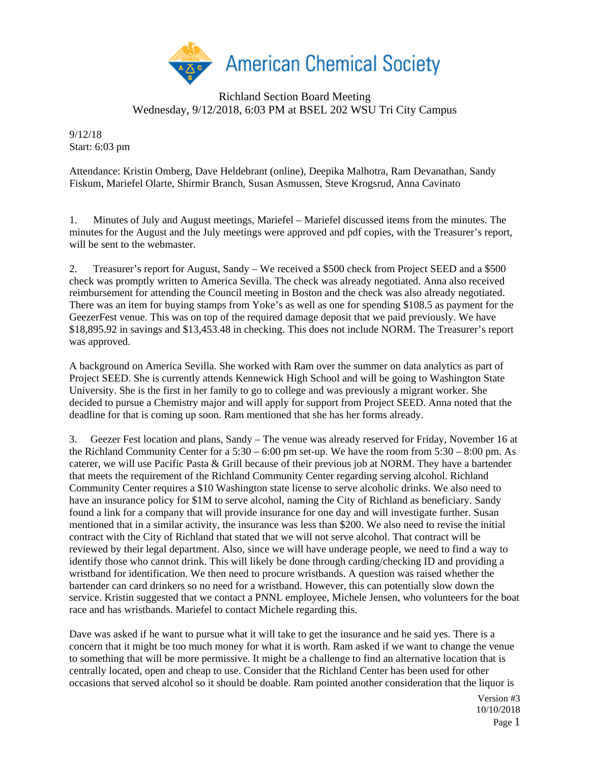American Chemical Society

Richland Section Board Meeting
Wednesday, 9/12/2018, 6:03 PM at BSEL 202 WSU Tri City Campus

9/12/18
Start: 6:03 pm

Attendance: Kristin Omberg, Dave Heldebrant (online), Deepika Malhotra, Ram Devanathan, Sandy Fiskum, Mariefel Olarte, Shirmir Branch, Susan Asmussen, Steve Krogsrud, Anna Cavinato

1. Minutes of July and August meetings, Mariefel – Mariefel discussed items from the minutes. The minutes for the August and the July meetings were approved and pdf copies, with the Treasurer's report, will be sent to the webmaster.

2. Treasurer's report for August, Sandy – We received a $500 check from Project SEED and a $500 check was promptly written to America Sevilla. The check was already negotiated. Anna also received reimbursement for attending the Council meeting in Boston and the check was also already negotiated. There was an item for buying stamps from Yoke's as well as one for spending $108.5 as payment for the GeezerFest venue. This was on top of the required damage deposit that we paid previously. We have $18,895.92 in savings and $13,453.48 in checking. This does not include NORM. The Treasurer's report was approved.

A background on America Sevilla. She worked with Ram over the summer on data analytics as part of Project SEED. She is currently attends Kennewick High School and will be going to Washington State University. She is the first in her family to go to college and was previously a migrant worker. She decided to pursue a Chemistry major and will apply for support from Project SEED. Anna noted that the deadline for that is coming up soon. Ram mentioned that she has her forms already.

3. Geezer Fest location and plans, Sandy – The venue was already reserved for Friday, November 16 at the Richland Community Center for a 5:30 – 6:00 pm set-up. We have the room from 5:30 – 8:00 pm. As caterer, we will use Pacific Pasta & Grill because of their previous job at NORM. They have a bartender that meets the requirement of the Richland Community Center regarding serving alcohol. Richland Community Center requires a $10 Washington state license to serve alcoholic drinks. We also need to have an insurance policy for $1M to serve alcohol, naming the City of Richland as beneficiary. Sandy found a link for a company that will provide insurance for one day and will investigate further. Susan mentioned that in a similar activity, the insurance was less than $200. We also need to revise the initial contract with the City of Richland that stated that we will not serve alcohol. That contract will be reviewed by their legal department. Also, since we will have underage people, we need to find a way to identify those who cannot drink. This will likely be done through carding/checking ID and providing a wristband for identification. We then need to procure wristbands. A question was raised whether the bartender can card drinkers so no need for a wristband. However, this can potentially slow down the service. Kristin suggested that we contact a PNNL employee, Michele Jensen, who volunteers for the boat race and has wristbands. Mariefel to contact Michele regarding this.

Dave was asked if he want to pursue what it will take to get the insurance and he said yes. There is a concern that it might be too much money for what it is worth. Ram asked if we want to change the venue to something that will be more permissive. It might be a challenge to find an alternative location that is centrally located, open and cheap to use. Consider that the Richland Center has been used for other occasions that served alcohol so it should be doable. Ram pointed another consideration that the liquor is

Version #3
10/10/2018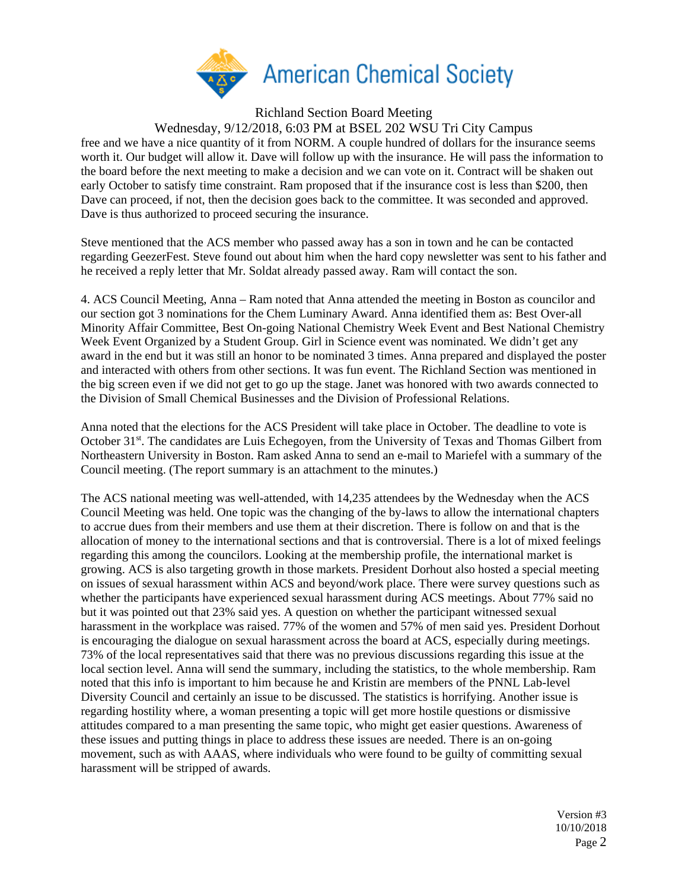free and we have a nice quantity of it from NORM. A couple hundred of dollars for the insurance seems worth it. Our budget will allow it. Dave will follow up with the insurance. He will pass the information to the board before the next meeting to make a decision and we can vote on it. Contract will be shaken out early October to satisfy time constraint. Ram proposed that if the insurance cost is less than $200, then Dave can proceed, if not, then the decision goes back to the committee. It was seconded and approved. Dave is thus authorized to proceed securing the insurance.

Steve mentioned that the ACS member who passed away has a son in town and he can be contacted regarding GeezerFest. Steve found out about him when the hard copy newsletter was sent to his father and he received a reply letter that Mr. Soldat already passed away. Ram will contact the son.

4. ACS Council Meeting, Anna – Ram noted that Anna attended the meeting in Boston as councilor and our section got 3 nominations for the Chem Luminary Award. Anna identified them as: Best Over-all Minority Affair Committee, Best On-going National Chemistry Week Event and Best National Chemistry Week Event Organized by a Student Group. Girl in Science event was nominated. We didn't get any award in the end but it was still an honor to be nominated 3 times. Anna prepared and displayed the poster and interacted with others from other sections. It was fun event. The Richland Section was mentioned in the big screen even if we did not get to go up the stage. Janet was honored with two awards connected to the Division of Small Chemical Businesses and the Division of Professional Relations.

Anna noted that the elections for the ACS President will take place in October. The deadline to vote is October 31st. The candidates are Luis Echegoyen, from the University of Texas and Thomas Gilbert from Northeastern University in Boston. Ram asked Anna to send an e-mail to Mariefel with a summary of the Council meeting. (The report summary is an attachment to the minutes.)

The ACS national meeting was well-attended, with 14,235 attendees by the Wednesday when the ACS Council Meeting was held. One topic was the changing of the by-laws to allow the international chapters to accrue dues from their members and use them at their discretion. There is follow on and that is the allocation of money to the international sections and that is controversial. There is a lot of mixed feelings regarding this among the councilors. Looking at the membership profile, the international market is growing. ACS is also targeting growth in those markets. President Dorhout also hosted a special meeting on issues of sexual harassment within ACS and beyond/work place. There were survey questions such as whether the participants have experienced sexual harassment during ACS meetings. About 77% said no but it was pointed out that 23% said yes. A question on whether the participant witnessed sexual harassment in the workplace was raised. 77% of the women and 57% of men said yes. President Dorhout is encouraging the dialogue on sexual harassment across the board at ACS, especially during meetings. 73% of the local representatives said that there was no previous discussions regarding this issue at the local section level. Anna will send the summary, including the statistics, to the whole membership. Ram noted that this info is important to him because he and Kristin are members of the PNNL Lab-level Diversity Council and certainly an issue to be discussed. The statistics is horrifying. Another issue is regarding hostility where, a woman presenting a topic will get more hostile questions or dismissive attitudes compared to a man presenting the same topic, who might get easier questions. Awareness of these issues and putting things in place to address these issues are needed. There is an on-going movement, such as with AAAS, where individuals who were found to be guilty of committing sexual harassment will be stripped of awards.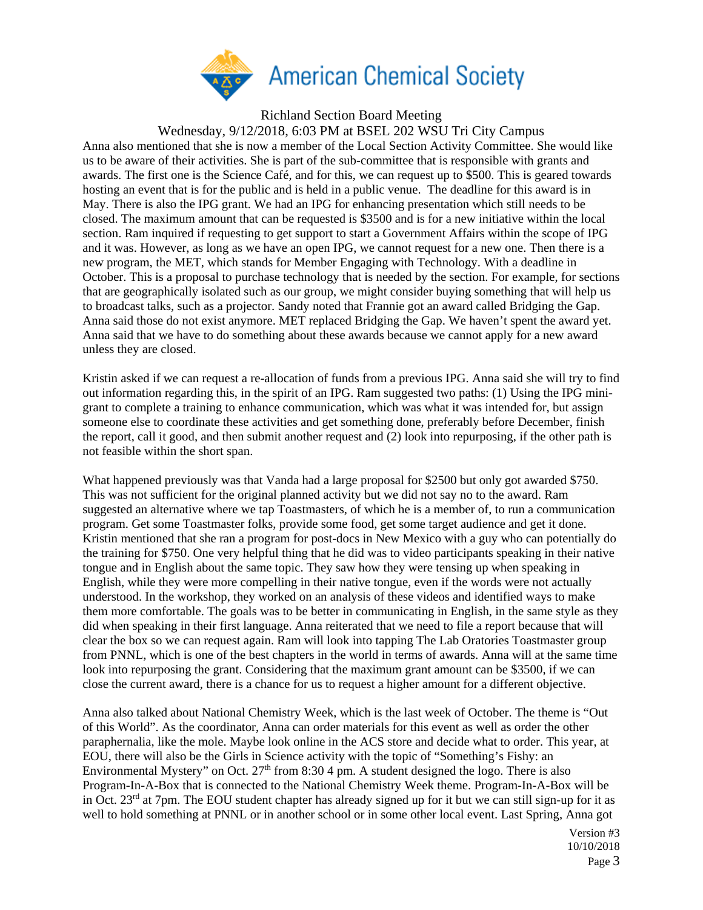Richland Section Board Meeting

Wednesday, 9/12/2018, 6:03 PM at BSEL 202 WSU Tri City Campus

Anna also mentioned that she is now a member of the Local Section Activity Committee. She would like us to be aware of their activities. She is part of the sub-committee that is responsible with grants and awards. The first one is the Science Café, and for this, we can request up to $500. This is geared towards hosting an event that is for the public and is held in a public venue. The deadline for this award is in May. There is also the IPG grant. We had an IPG for enhancing presentation which still needs to be closed. The maximum amount that can be requested is $3500 and is for a new initiative within the local section. Ram inquired if requesting to get support to start a Government Affairs within the scope of IPG and it was. However, as long as we have an open IPG, we cannot request for a new one. Then there is a new program, the MET, which stands for Member Engaging with Technology. With a deadline in October. This is a proposal to purchase technology that is needed by the section. For example, for sections that are geographically isolated such as our group, we might consider buying something that will help us to broadcast talks, such as a projector. Sandy noted that Frannie got an award called Bridging the Gap. Anna said those do not exist anymore. MET replaced Bridging the Gap. We haven't spent the award yet. Anna said that we have to do something about these awards because we cannot apply for a new award unless they are closed.

Kristin asked if we can request a re-allocation of funds from a previous IPG. Anna said she will try to find out information regarding this, in the spirit of an IPG. Ram suggested two paths: (1) Using the IPG mini-grant to complete a training to enhance communication, which was what it was intended for, but assign someone else to coordinate these activities and get something done, preferably before December, finish the report, call it good, and then submit another request and (2) look into repurposing, if the other path is not feasible within the short span.

What happened previously was that Vanda had a large proposal for $2500 but only got awarded $750. This was not sufficient for the original planned activity but we did not say no to the award. Ram suggested an alternative where we tap Toastmasters, of which he is a member of, to run a communication program. Get some Toastmaster folks, provide some food, get some target audience and get it done. Kristin mentioned that she ran a program for post-docs in New Mexico with a guy who can potentially do the training for $750. One very helpful thing that he did was to video participants speaking in their native tongue and in English about the same topic. They saw how they were tensing up when speaking in English, while they were more compelling in their native tongue, even if the words were not actually understood. In the workshop, they worked on an analysis of these videos and identified ways to make them more comfortable. The goals was to be better in communicating in English, in the same style as they did when speaking in their first language. Anna reiterated that we need to file a report because that will clear the box so we can request again. Ram will look into tapping The Lab Oratories Toastmaster group from PNNL, which is one of the best chapters in the world in terms of awards. Anna will at the same time look into repurposing the grant. Considering that the maximum grant amount can be $3500, if we can close the current award, there is a chance for us to request a higher amount for a different objective.

Anna also talked about National Chemistry Week, which is the last week of October. The theme is "Out of this World". As the coordinator, Anna can order materials for this event as well as order the other paraphernalia, like the mole. Maybe look online in the ACS store and decide what to order. This year, at EOU, there will also be the Girls in Science activity with the topic of "Something's Fishy: an Environmental Mystery" on Oct. 27th from 8:30 4 pm. A student designed the logo. There is also Program-In-A-Box that is connected to the National Chemistry Week theme. Program-In-A-Box will be in Oct. 23rd at 7pm. The EOU student chapter has already signed up for it but we can still sign-up for it as well to hold something at PNNL or in another school or in some other local event. Last Spring, Anna got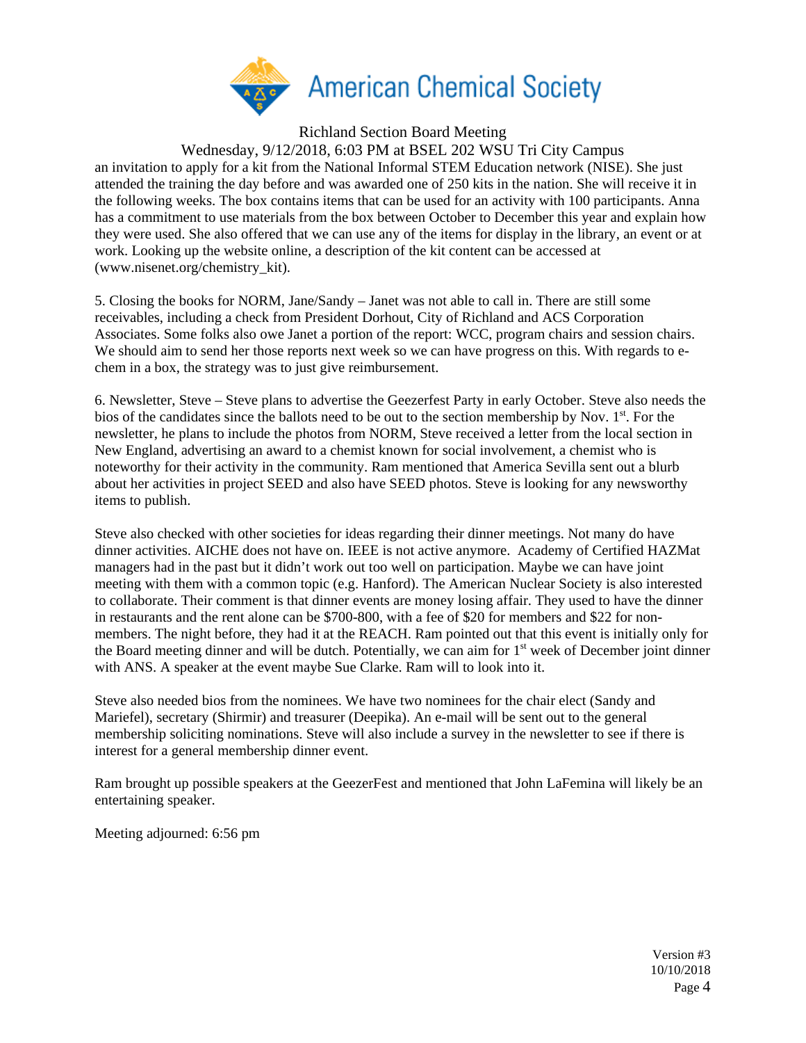an invitation to apply for a kit from the National Informal STEM Education network (NISE). She just attended the training the day before and was awarded one of 250 kits in the nation. She will receive it in the following weeks. The box contains items that can be used for an activity with 100 participants. Anna has a commitment to use materials from the box between October to December this year and explain how they were used. She also offered that we can use any of the items for display in the library, an event or at work. Looking up the website online, a description of the kit content can be accessed at (www.nisenet.org/chemistry_kit).

5. Closing the books for NORM, Jane/Sandy – Janet was not able to call in. There are still some receivables, including a check from President Dorhout, City of Richland and ACS Corporation Associates. Some folks also owe Janet a portion of the report: WCC, program chairs and session chairs. We should aim to send her those reports next week so we can have progress on this. With regards to e-chem in a box, the strategy was to just give reimbursement.

6. Newsletter, Steve – Steve plans to advertise the Geezerfest Party in early October. Steve also needs the bios of the candidates since the ballots need to be out to the section membership by Nov. 1st. For the newsletter, he plans to include the photos from NORM, Steve received a letter from the local section in New England, advertising an award to a chemist known for social involvement, a chemist who is noteworthy for their activity in the community. Ram mentioned that America Sevilla sent out a blurb about her activities in project SEED and also have SEED photos. Steve is looking for any newsworthy items to publish.

Steve also checked with other societies for ideas regarding their dinner meetings. Not many do have dinner activities. AICHE does not have on. IEEE is not active anymore. Academy of Certified HAZMat managers had in the past but it didn't work out too well on participation. Maybe we can have joint meeting with them with a common topic (e.g. Hanford). The American Nuclear Society is also interested to collaborate. Their comment is that dinner events are money losing affair. They used to have the dinner in restaurants and the rent alone can be $700-800, with a fee of $20 for members and $22 for non-members. The night before, they had it at the REACH. Ram pointed out that this event is initially only for the Board meeting dinner and will be dutch. Potentially, we can aim for 1st week of December joint dinner with ANS. A speaker at the event maybe Sue Clarke. Ram will to look into it.

Steve also needed bios from the nominees. We have two nominees for the chair elect (Sandy and Mariefel), secretary (Shirmir) and treasurer (Deepika). An e-mail will be sent out to the general membership soliciting nominations. Steve will also include a survey in the newsletter to see if there is interest for a general membership dinner event.

Ram brought up possible speakers at the GeezerFest and mentioned that John LaFemina will likely be an entertaining speaker.

Meeting adjourned: 6:56 pm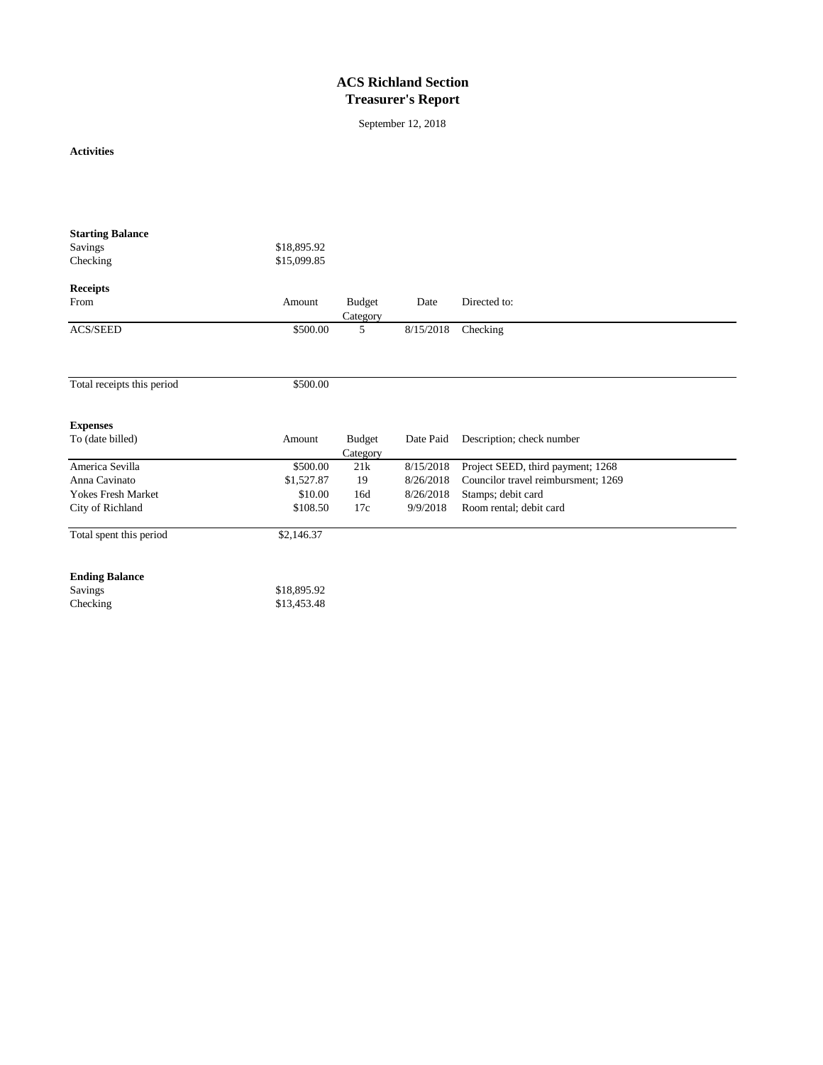# ACS Richland Section
## Treasurer's Report

September 12, 2018

**Activities**

**Starting Balance**

| | |
|---|---|
| Savings | $18,895.92 |
| Checking | $15,099.85 |

**Receipts**

| From | Amount | Budget Category | Date | Directed to: |
|---|---|---|---|---|
| ACS/SEED | $500.00 | 5 | 8/15/2018 | Checking |
| Total receipts this period | $500.00 | | | |

**Expenses**

| To (date billed) | Amount | Budget Category | Date Paid | Description; check number |
|---|---|---|---|---|
| America Sevilla | $500.00 | 21k | 8/15/2018 | Project SEED, third payment; 1268 |
| Anna Cavinato | $1,527.87 | 19 | 8/26/2018 | Councilor travel reimbursment; 1269 |
| Yokes Fresh Market | $10.00 | 16d | 8/26/2018 | Stamps; debit card |
| City of Richland | $108.50 | 17c | 9/9/2018 | Room rental; debit card |
| Total spent this period | $2,146.37 | | | |

**Ending Balance**

| | |
|---|---|
| Savings | $18,895.92 |
| Checking | $13,453.48 |